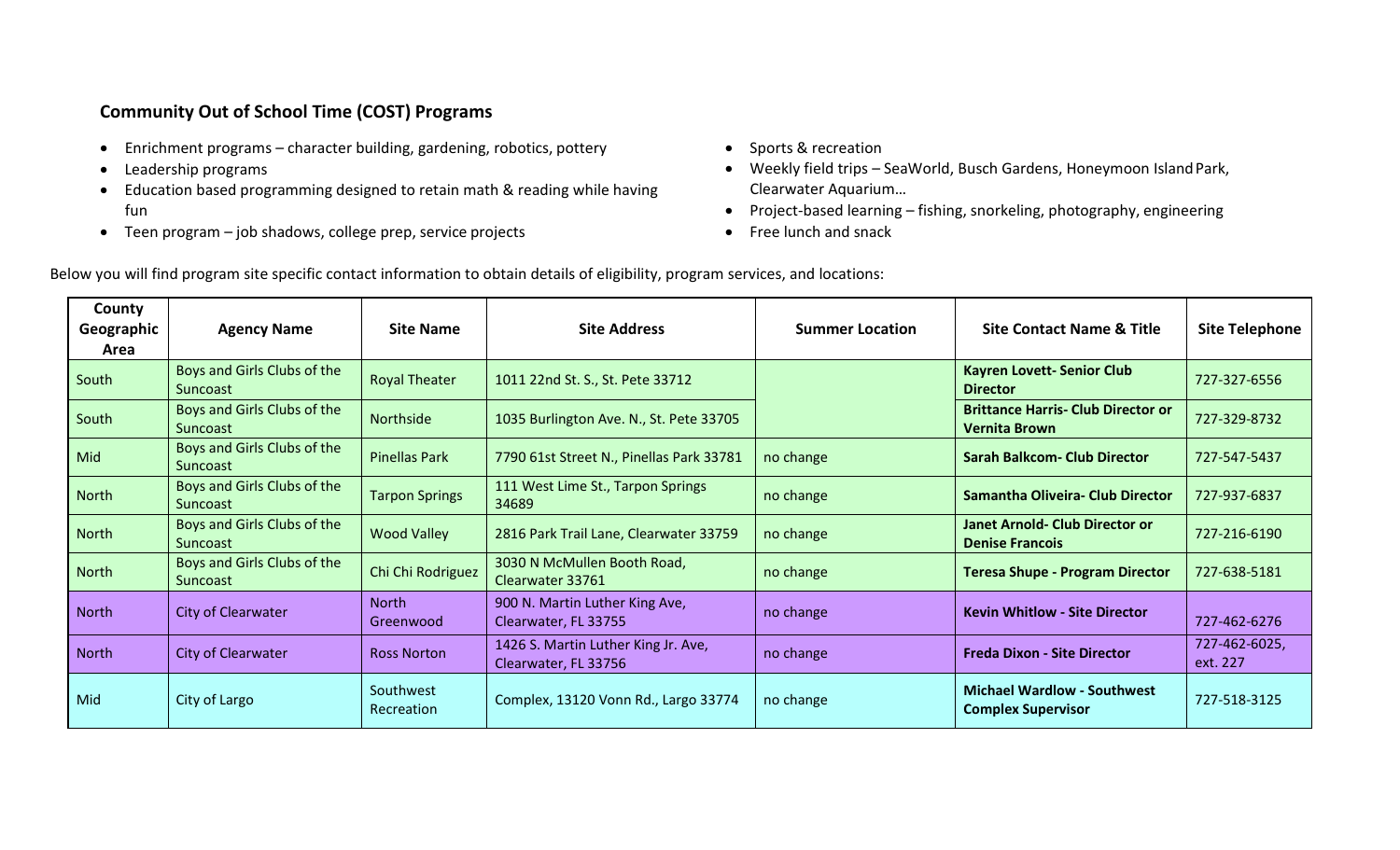## Community Out of School Time (COST) Programs

- Enrichment programs – character building, gardening, robotics, pottery
- Leadership programs
- Education based programming designed to retain math & reading while having fun
- Teen program – job shadows, college prep, service projects
- Sports & recreation
- Weekly field trips – SeaWorld, Busch Gardens, Honeymoon Island Park, Clearwater Aquarium…
- Project-based learning – fishing, snorkeling, photography, engineering
- Free lunch and snack

Below you will find program site specific contact information to obtain details of eligibility, program services, and locations:

| County Geographic Area | Agency Name | Site Name | Site Address | Summer Location | Site Contact Name & Title | Site Telephone |
|---|---|---|---|---|---|---|
| South | Boys and Girls Clubs of the Suncoast | Royal Theater | 1011 22nd St. S., St. Pete 33712 | | **Kayren Lovett- Senior Club Director** | 727-327-6556 |
| South | Boys and Girls Clubs of the Suncoast | Northside | 1035 Burlington Ave. N., St. Pete 33705 | | **Brittance Harris- Club Director or Vernita Brown** | 727-329-8732 |
| Mid | Boys and Girls Clubs of the Suncoast | Pinellas Park | 7790 61st Street N., Pinellas Park 33781 | no change | **Sarah Balkcom- Club Director** | 727-547-5437 |
| North | Boys and Girls Clubs of the Suncoast | Tarpon Springs | 111 West Lime St., Tarpon Springs 34689 | no change | **Samantha Oliveira- Club Director** | 727-937-6837 |
| North | Boys and Girls Clubs of the Suncoast | Wood Valley | 2816 Park Trail Lane, Clearwater 33759 | no change | **Janet Arnold- Club Director or Denise Francois** | 727-216-6190 |
| North | Boys and Girls Clubs of the Suncoast | Chi Chi Rodriguez | 3030 N McMullen Booth Road, Clearwater 33761 | no change | **Teresa Shupe - Program Director** | 727-638-5181 |
| North | City of Clearwater | North Greenwood | 900 N. Martin Luther King Ave, Clearwater, FL 33755 | no change | **Kevin Whitlow - Site Director** | 727-462-6276 |
| North | City of Clearwater | Ross Norton | 1426 S. Martin Luther King Jr. Ave, Clearwater, FL 33756 | no change | **Freda Dixon - Site Director** | 727-462-6025, ext. 227 |
| Mid | City of Largo | Southwest Recreation | Complex, 13120 Vonn Rd., Largo 33774 | no change | **Michael Wardlow - Southwest Complex Supervisor** | 727-518-3125 |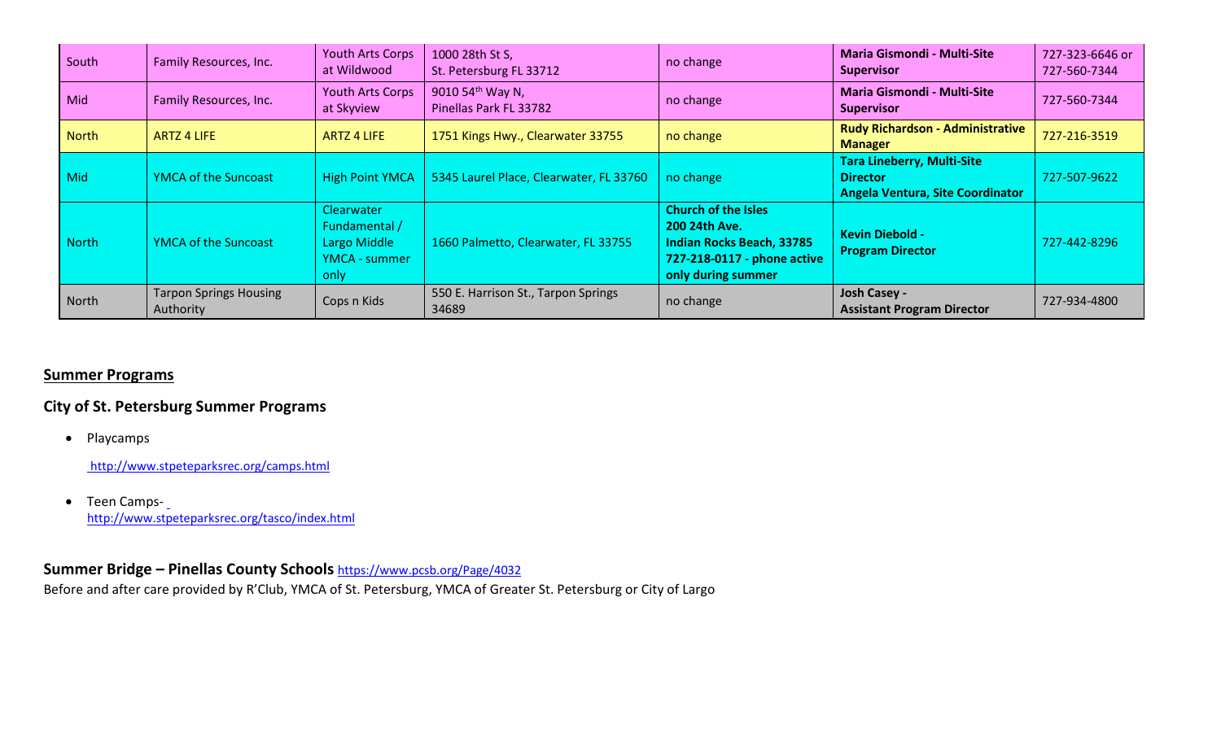| | | | | | | |
|---|---|---|---|---|---|---|
| South | Family Resources, Inc. | Youth Arts Corps at Wildwood | 1000 28th St S, St. Petersburg FL 33712 | no change | **Maria Gismondi - Multi-Site Supervisor** | 727-323-6646 or 727-560-7344 |
| Mid | Family Resources, Inc. | Youth Arts Corps at Skyview | 9010 54th Way N, Pinellas Park FL 33782 | no change | **Maria Gismondi - Multi-Site Supervisor** | 727-560-7344 |
| North | ARTZ 4 LIFE | ARTZ 4 LIFE | 1751 Kings Hwy., Clearwater 33755 | no change | **Rudy Richardson - Administrative Manager** | 727-216-3519 |
| Mid | YMCA of the Suncoast | High Point YMCA | 5345 Laurel Place, Clearwater, FL 33760 | no change | **Tara Lineberry, Multi-Site Director Angela Ventura, Site Coordinator** | 727-507-9622 |
| North | YMCA of the Suncoast | Clearwater Fundamental / Largo Middle YMCA - summer only | 1660 Palmetto, Clearwater, FL 33755 | **Church of the Isles 200 24th Ave. Indian Rocks Beach, 33785 727-218-0117 - phone active only during summer** | **Kevin Diebold - Program Director** | 727-442-8296 |
| North | Tarpon Springs Housing Authority | Cops n Kids | 550 E. Harrison St., Tarpon Springs 34689 | no change | **Josh Casey - Assistant Program Director** | 727-934-4800 |

## Summer Programs

### City of St. Petersburg Summer Programs

- Playcamps

  http://www.stpeteparksrec.org/camps.html

- Teen Camps-
  http://www.stpeteparksrec.org/tasco/index.html

### Summer Bridge – Pinellas County Schools https://www.pcsb.org/Page/4032

Before and after care provided by R'Club, YMCA of St. Petersburg, YMCA of Greater St. Petersburg or City of Largo